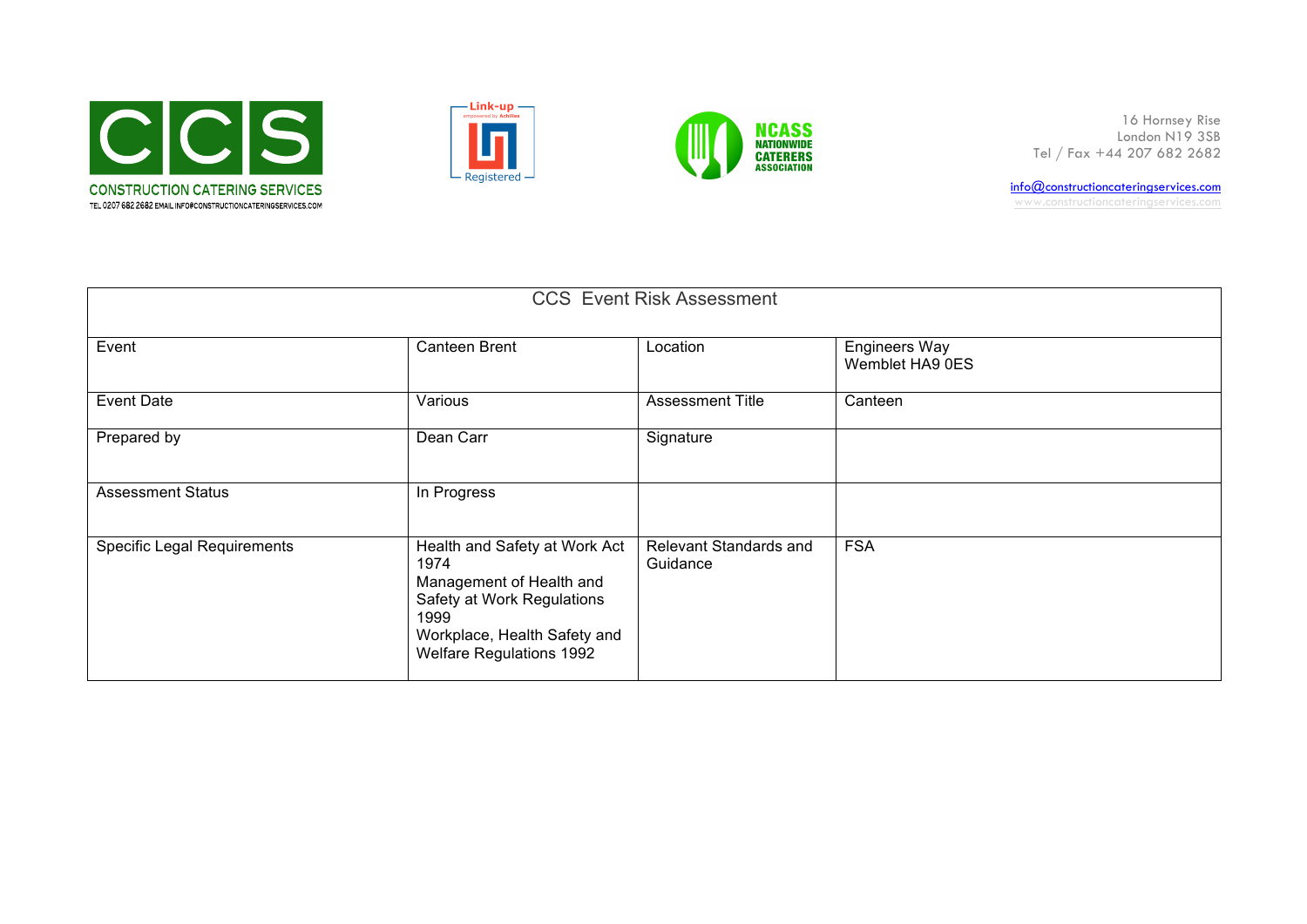CONSTRUCTION CATERING SERVICES

TEL 0207 682 2682 EMAIL INFO@CONSTRUCTIONCATERINGSERVICES.COM

Link-up empowered by Achilles Registered

NCASS NATIONWIDE CATERERS ASSOCIATION

16 Hornsey Rise
London N19 3SB
Tel / Fax +44 207 682 2682

info@constructioncateringservices.com
www.constructioncateringservices.com

| CCS Event Risk Assessment | | | |
|---|---|---|---|
| Event | Canteen Brent | Location | Engineers Way<br>Wemblet HA9 0ES |
| Event Date | Various | Assessment Title | Canteen |
| Prepared by | Dean Carr | Signature | |
| Assessment Status | In Progress | | |
| Specific Legal Requirements | Health and Safety at Work Act 1974<br>Management of Health and Safety at Work Regulations 1999<br>Workplace, Health Safety and Welfare Regulations 1992 | Relevant Standards and Guidance | FSA |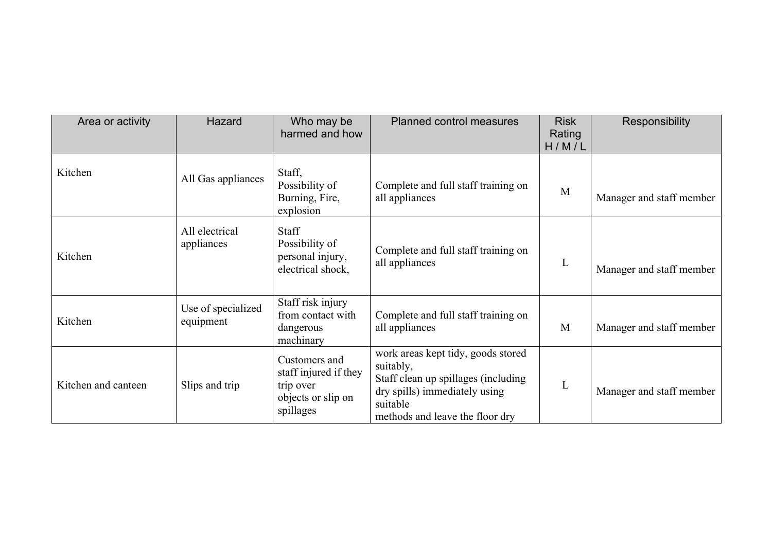| Area or activity | Hazard | Who may be harmed and how | Planned control measures | Risk Rating H / M / L | Responsibility |
|---|---|---|---|---|---|
| Kitchen | All Gas appliances | Staff, Possibility of Burning, Fire, explosion | Complete and full staff training on all appliances | M | Manager and staff member |
| Kitchen | All electrical appliances | Staff Possibility of personal injury, electrical shock, | Complete and full staff training on all appliances | L | Manager and staff member |
| Kitchen | Use of specialized equipment | Staff risk injury from contact with dangerous machinary | Complete and full staff training on all appliances | M | Manager and staff member |
| Kitchen and canteen | Slips and trip | Customers and staff injured if they trip over objects or slip on spillages | work areas kept tidy, goods stored suitably, Staff clean up spillages (including dry spills) immediately using suitable methods and leave the floor dry | L | Manager and staff member |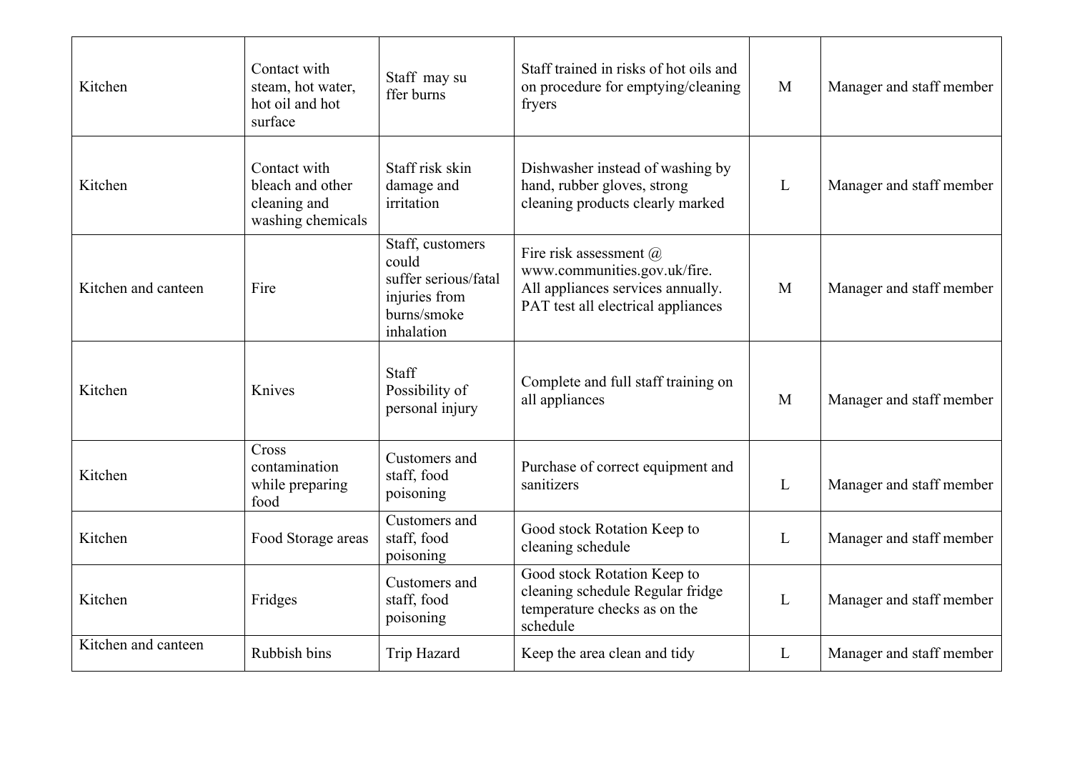| | | | | | |
|---|---|---|---|---|---|
| Kitchen | Contact with steam, hot water, hot oil and hot surface | Staff may su ffer burns | Staff trained in risks of hot oils and on procedure for emptying/cleaning fryers | M | Manager and staff member |
| Kitchen | Contact with bleach and other cleaning and washing chemicals | Staff risk skin damage and irritation | Dishwasher instead of washing by hand, rubber gloves, strong cleaning products clearly marked | L | Manager and staff member |
| Kitchen and canteen | Fire | Staff, customers could suffer serious/fatal injuries from burns/smoke inhalation | Fire risk assessment @ www.communities.gov.uk/fire. All appliances services annually. PAT test all electrical appliances | M | Manager and staff member |
| Kitchen | Knives | Staff Possibility of personal injury | Complete and full staff training on all appliances | M | Manager and staff member |
| Kitchen | Cross contamination while preparing food | Customers and staff, food poisoning | Purchase of correct equipment and sanitizers | L | Manager and staff member |
| Kitchen | Food Storage areas | Customers and staff, food poisoning | Good stock Rotation Keep to cleaning schedule | L | Manager and staff member |
| Kitchen | Fridges | Customers and staff, food poisoning | Good stock Rotation Keep to cleaning schedule Regular fridge temperature checks as on the schedule | L | Manager and staff member |
| Kitchen and canteen | Rubbish bins | Trip Hazard | Keep the area clean and tidy | L | Manager and staff member |